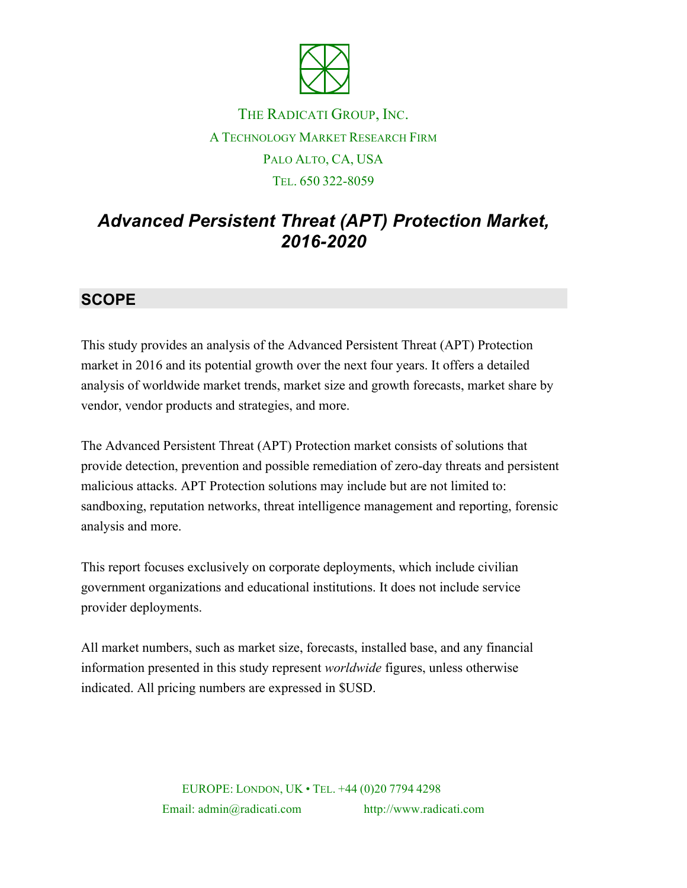THE RADICATI GROUP, INC.

A TECHNOLOGY MARKET RESEARCH FIRM

PALO ALTO, CA, USA

TEL. 650 322-8059

# *Advanced Persistent Threat (APT) Protection Market, 2016-2020*

## SCOPE

This study provides an analysis of the Advanced Persistent Threat (APT) Protection market in 2016 and its potential growth over the next four years. It offers a detailed analysis of worldwide market trends, market size and growth forecasts, market share by vendor, vendor products and strategies, and more.

The Advanced Persistent Threat (APT) Protection market consists of solutions that provide detection, prevention and possible remediation of zero-day threats and persistent malicious attacks. APT Protection solutions may include but are not limited to: sandboxing, reputation networks, threat intelligence management and reporting, forensic analysis and more.

This report focuses exclusively on corporate deployments, which include civilian government organizations and educational institutions. It does not include service provider deployments.

All market numbers, such as market size, forecasts, installed base, and any financial information presented in this study represent *worldwide* figures, unless otherwise indicated. All pricing numbers are expressed in $USD.

EUROPE: LONDON, UK • TEL. +44 (0)20 7794 4298

Email: admin@radicati.com http://www.radicati.com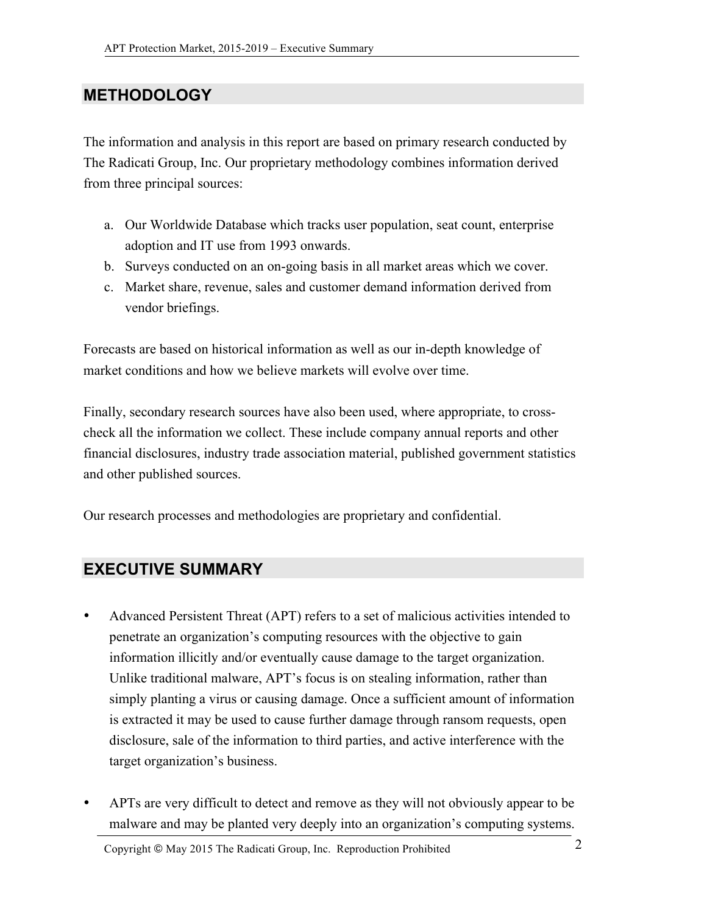## METHODOLOGY

The information and analysis in this report are based on primary research conducted by The Radicati Group, Inc. Our proprietary methodology combines information derived from three principal sources:

a. Our Worldwide Database which tracks user population, seat count, enterprise adoption and IT use from 1993 onwards.
b. Surveys conducted on an on-going basis in all market areas which we cover.
c. Market share, revenue, sales and customer demand information derived from vendor briefings.

Forecasts are based on historical information as well as our in-depth knowledge of market conditions and how we believe markets will evolve over time.

Finally, secondary research sources have also been used, where appropriate, to cross-check all the information we collect. These include company annual reports and other financial disclosures, industry trade association material, published government statistics and other published sources.

Our research processes and methodologies are proprietary and confidential.

## EXECUTIVE SUMMARY

- Advanced Persistent Threat (APT) refers to a set of malicious activities intended to penetrate an organization's computing resources with the objective to gain information illicitly and/or eventually cause damage to the target organization. Unlike traditional malware, APT's focus is on stealing information, rather than simply planting a virus or causing damage. Once a sufficient amount of information is extracted it may be used to cause further damage through ransom requests, open disclosure, sale of the information to third parties, and active interference with the target organization's business.

- APTs are very difficult to detect and remove as they will not obviously appear to be malware and may be planted very deeply into an organization's computing systems.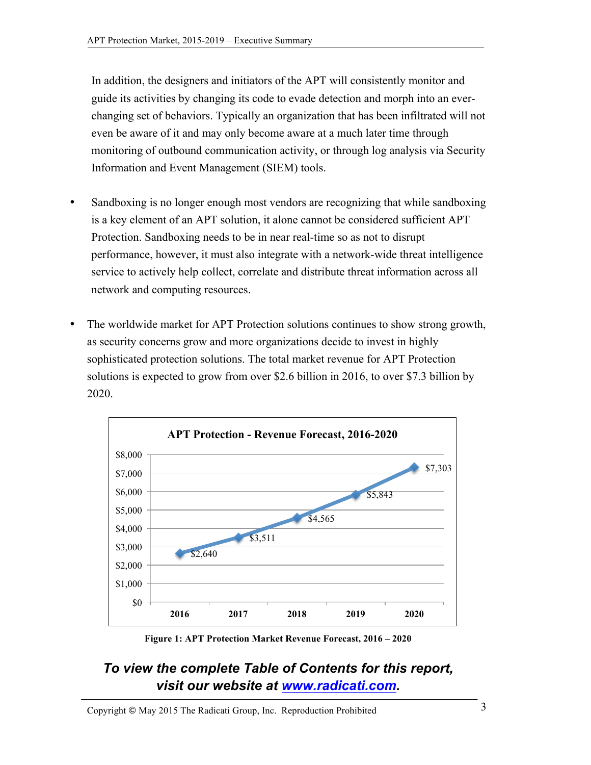In addition, the designers and initiators of the APT will consistently monitor and guide its activities by changing its code to evade detection and morph into an ever-changing set of behaviors. Typically an organization that has been infiltrated will not even be aware of it and may only become aware at a much later time through monitoring of outbound communication activity, or through log analysis via Security Information and Event Management (SIEM) tools.

- Sandboxing is no longer enough most vendors are recognizing that while sandboxing is a key element of an APT solution, it alone cannot be considered sufficient APT Protection. Sandboxing needs to be in near real-time so as not to disrupt performance, however, it must also integrate with a network-wide threat intelligence service to actively help collect, correlate and distribute threat information across all network and computing resources.

- The worldwide market for APT Protection solutions continues to show strong growth, as security concerns grow and more organizations decide to invest in highly sophisticated protection solutions. The total market revenue for APT Protection solutions is expected to grow from over $2.6 billion in 2016, to over $7.3 billion by 2020.

APT Protection - Revenue Forecast, 2016-2020

$8,000
$7,000
$6,000
$5,000
$4,000
$3,000
$2,000
$1,000
$0

2016 2017 2018 2019 2020

$2,640
$3,511
$4,565
$5,843
$7,303

**Figure 1: APT Protection Market Revenue Forecast, 2016 – 2020**

***To view the complete Table of Contents for this report, visit our website at [www.radicati.com](http://www.radicati.com).***

Copyright © May 2015 The Radicati Group, Inc. Reproduction Prohibited